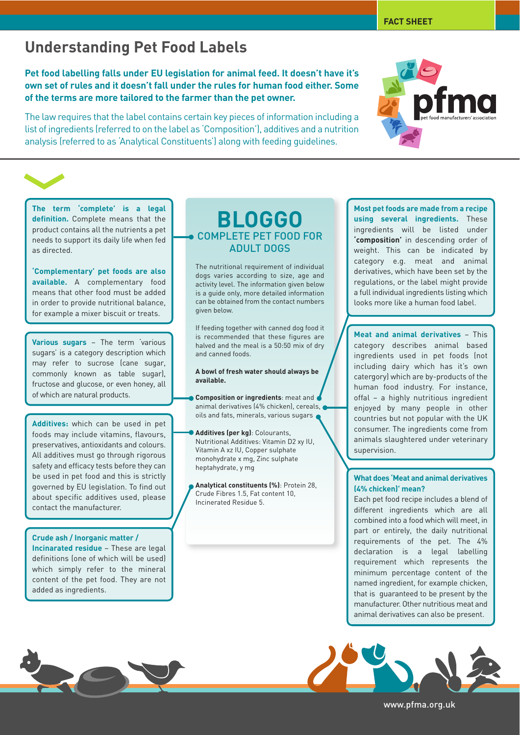# Understanding Pet Food Labels

**Pet food labelling falls under EU legislation for animal feed. It doesn't have it's own set of rules and it doesn't fall under the rules for human food either. Some of the terms are more tailored to the farmer than the pet owner.**

The law requires that the label contains certain key pieces of information including a list of ingredients (referred to on the label as 'Composition'), additives and a nutrition analysis (referred to as 'Analytical Constituents') along with feeding guidelines.

**The term 'complete' is a legal definition.** Complete means that the product contains all the nutrients a pet needs to support its daily life when fed as directed.

**'Complementary' pet foods are also available.** A complementary food means that other food must be added in order to provide nutritional balance, for example a mixer biscuit or treats.

**Various sugars** – The term 'various sugars' is a category description which may refer to sucrose (cane sugar, commonly known as table sugar), fructose and glucose, or even honey, all of which are natural products.

**Additives:** which can be used in pet foods may include vitamins, flavours, preservatives, antioxidants and colours. All additives must go through rigorous safety and efficacy tests before they can be used in pet food and this is strictly governed by EU legislation. To find out about specific additives used, please contact the manufacturer.

**Crude ash / Inorganic matter / Incinarated residue** – These are legal definitions (one of which will be used) which simply refer to the mineral content of the pet food. They are not added as ingredients.

## BLOGGO
### COMPLETE PET FOOD FOR ADULT DOGS

The nutritional requirement of individual dogs varies according to size, age and activity level. The information given below is a guide only, more detailed information can be obtained from the contact numbers given below.

If feeding together with canned dog food it is recommended that these figures are halved and the meal is a 50:50 mix of dry and canned foods.

**A bowl of fresh water should always be available.**

**Composition or ingredients**: meat and animal derivatives (4% chicken), cereals, oils and fats, minerals, various sugars

**Additives (per kg)**: Colourants, Nutritional Additives: Vitamin D2 xy IU, Vitamin A xz IU, Copper sulphate monohydrate x mg, Zinc sulphate heptahydrate, y mg

**Analytical constituents (%)**: Protein 28, Crude Fibres 1.5, Fat content 10, Incinerated Residue 5.

**Most pet foods are made from a recipe using several ingredients.** These ingredients will be listed under **'composition'** in descending order of weight. This can be indicated by category e.g. meat and animal derivatives, which have been set by the regulations, or the label might provide a full individual ingredients listing which looks more like a human food label.

**Meat and animal derivatives** – This category describes animal based ingredients used in pet foods (not including dairy which has it's own catergory) which are by-products of the human food industry. For instance, offal – a highly nutritious ingredient enjoyed by many people in other countries but not popular with the UK consumer. The ingredients come from animals slaughtered under veterinary supervision.

**What does 'Meat and animal derivatives (4% chicken)' mean?**

Each pet food recipe includes a blend of different ingredients which are all combined into a food which will meet, in part or entirely, the daily nutritional requirements of the pet. The 4% declaration is a legal labelling requirement which represents the minimum percentage content of the named ingredient, for example chicken, that is guaranteed to be present by the manufacturer. Other nutritious meat and animal derivatives can also be present.

www.pfma.org.uk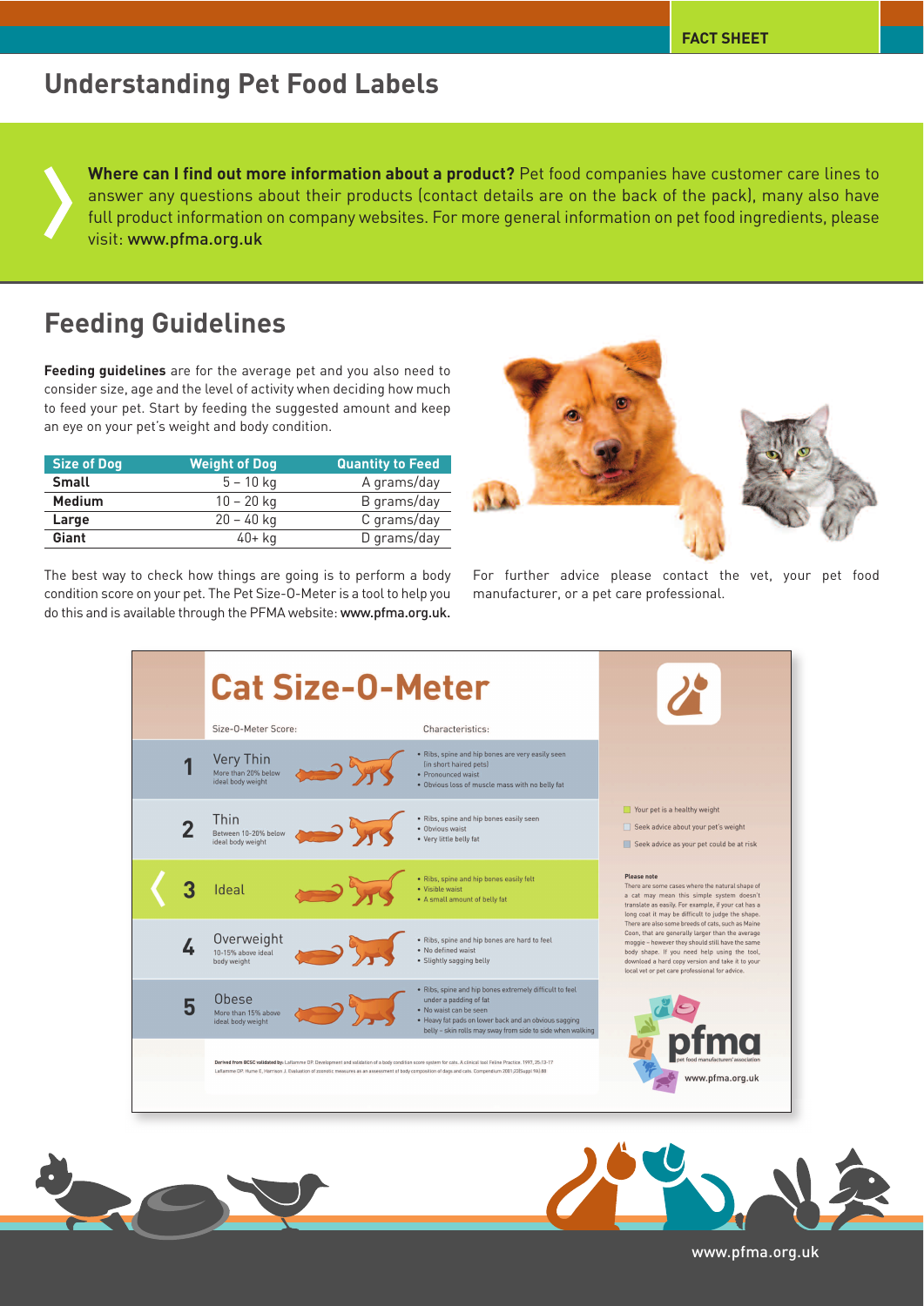## Understanding Pet Food Labels

**Where can I find out more information about a product?** Pet food companies have customer care lines to answer any questions about their products (contact details are on the back of the pack), many also have full product information on company websites. For more general information on pet food ingredients, please visit: **www.pfma.org.uk**

## Feeding Guidelines

**Feeding guidelines** are for the average pet and you also need to consider size, age and the level of activity when deciding how much to feed your pet. Start by feeding the suggested amount and keep an eye on your pet's weight and body condition.

| Size of Dog | Weight of Dog | Quantity to Feed |
|---|---|---|
| **Small** | 5 – 10 kg | A grams/day |
| **Medium** | 10 – 20 kg | B grams/day |
| **Large** | 20 – 40 kg | C grams/day |
| **Giant** | 40+ kg | D grams/day |

The best way to check how things are going is to perform a body condition score on your pet. The Pet Size-O-Meter is a tool to help you do this and is available through the PFMA website: **www.pfma.org.uk.**

For further advice please contact the vet, your pet food manufacturer, or a pet care professional.

### Cat Size-O-Meter

| Size-O-Meter Score: | | Characteristics: |
|---|---|---|
| 1 | Very Thin<br>More than 20% below ideal body weight | • Ribs, spine and hip bones are very easily seen (in short haired pets)<br>• Pronounced waist<br>• Obvious loss of muscle mass with no belly fat |
| 2 | Thin<br>Between 10-20% below ideal body weight | • Ribs, spine and hip bones easily seen<br>• Obvious waist<br>• Very little belly fat |
| 3 | Ideal | • Ribs, spine and hip bones easily felt<br>• Visible waist<br>• A small amount of belly fat |
| 4 | Overweight<br>10-15% above ideal body weight | • Ribs, spine and hip bones are hard to feel<br>• No defined waist<br>• Slightly sagging belly |
| 5 | Obese<br>More than 15% above ideal body weight | • Ribs, spine and hip bones extremely difficult to feel under a padding of fat<br>• No waist can be seen<br>• Heavy fat pads on lower back and an obvious sagging belly – skin rolls may sway from side to side when walking |

- Your pet is a healthy weight
- Seek advice about your pet's weight
- Seek advice as your pet could be at risk

**Please note**

There are some cases where the natural shape of a cat may mean this simple system doesn't translate as easily. For example, if your cat has a long coat it may be difficult to judge the shape. There are also some breeds of cats, such as Maine Coon, that are generally larger than the average moggie – however they should still have the same body shape. If you need help using the tool, download a hard copy version and take it to your local vet or pet care professional for advice.

**Derived from BCSC validated by:** Laflamme DP. Development and validation of a body condition score system for cats. A clinical tool Feline Practice. 1997, 25:13-17. Laflamme DP, Hume E, Harrison J. Evaluation of zoometric measures as an assessment of body composition of dogs and cats. Compendium 2001;23(Suppl 9A):88

pfma pet food manufacturers' association

www.pfma.org.uk